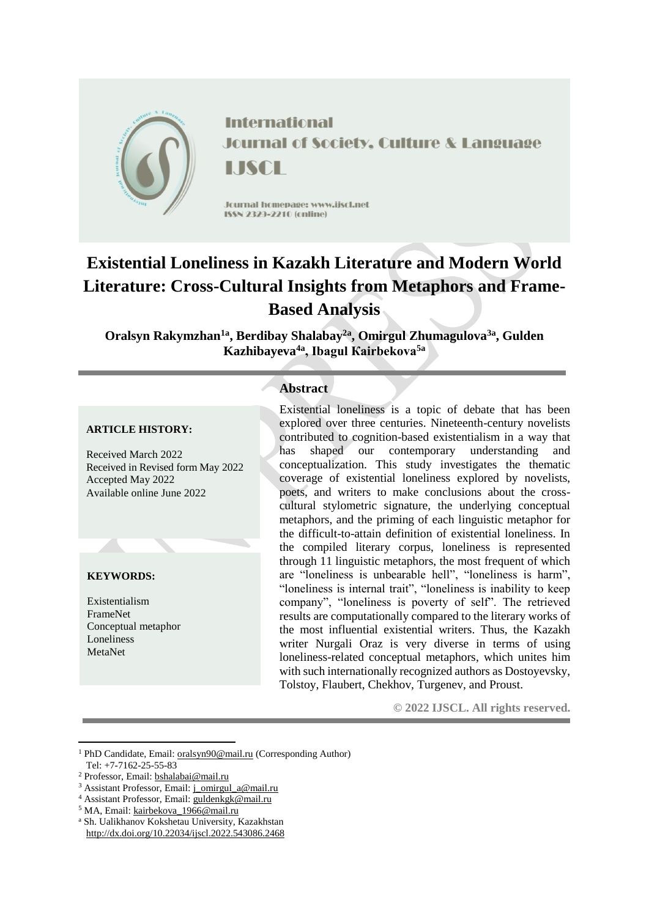International Journal of Society, Culture & Language

IJSCL

Journal homepage: www.ijscl.net

ISSN 2329-2210 (online)

# Existential Loneliness in Kazakh Literature and Modern World Literature: Cross-Cultural Insights from Metaphors and Frame-Based Analysis

**Oralsyn Rakymzhan[1a], Berdibay Shalabay[2a], Omirgul Zhumagulova[3a], Gulden Kazhibayeva[4a], Ibagul Кairbekova[5a]**

**ARTICLE HISTORY:**

Received March 2022
Received in Revised form May 2022
Accepted May 2022
Available online June 2022

**KEYWORDS:**

Existentialism
FrameNet
Conceptual metaphor
Loneliness
MetaNet

## Abstract

Existential loneliness is a topic of debate that has been explored over three centuries. Nineteenth-century novelists contributed to cognition-based existentialism in a way that has shaped our contemporary understanding and conceptualization. This study investigates the thematic coverage of existential loneliness explored by novelists, poets, and writers to make conclusions about the cross-cultural stylometric signature, the underlying conceptual metaphors, and the priming of each linguistic metaphor for the difficult-to-attain definition of existential loneliness. In the compiled literary corpus, loneliness is represented through 11 linguistic metaphors, the most frequent of which are "loneliness is unbearable hell", "loneliness is harm", "loneliness is internal trait", "loneliness is inability to keep company", "loneliness is poverty of self". The retrieved results are computationally compared to the literary works of the most influential existential writers. Thus, the Kazakh writer Nurgali Oraz is very diverse in terms of using loneliness-related conceptual metaphors, which unites him with such internationally recognized authors as Dostoyevsky, Tolstoy, Flaubert, Chekhov, Turgenev, and Proust.

**© 2022 IJSCL. All rights reserved.**

---

[1] PhD Candidate, Email: oralsyn90@mail.ru (Corresponding Author)
Tel: +7-7162-25-55-83

[2] Professor, Email: bshalabai@mail.ru

[3] Assistant Professor, Email: j_omirgul_a@mail.ru

[4] Assistant Professor, Email: guldenkgk@mail.ru

[5] MA, Email: kairbekova_1966@mail.ru

[a] Sh. Ualikhanov Kokshetau University, Kazakhstan
http://dx.doi.org/10.22034/ijscl.2022.543086.2468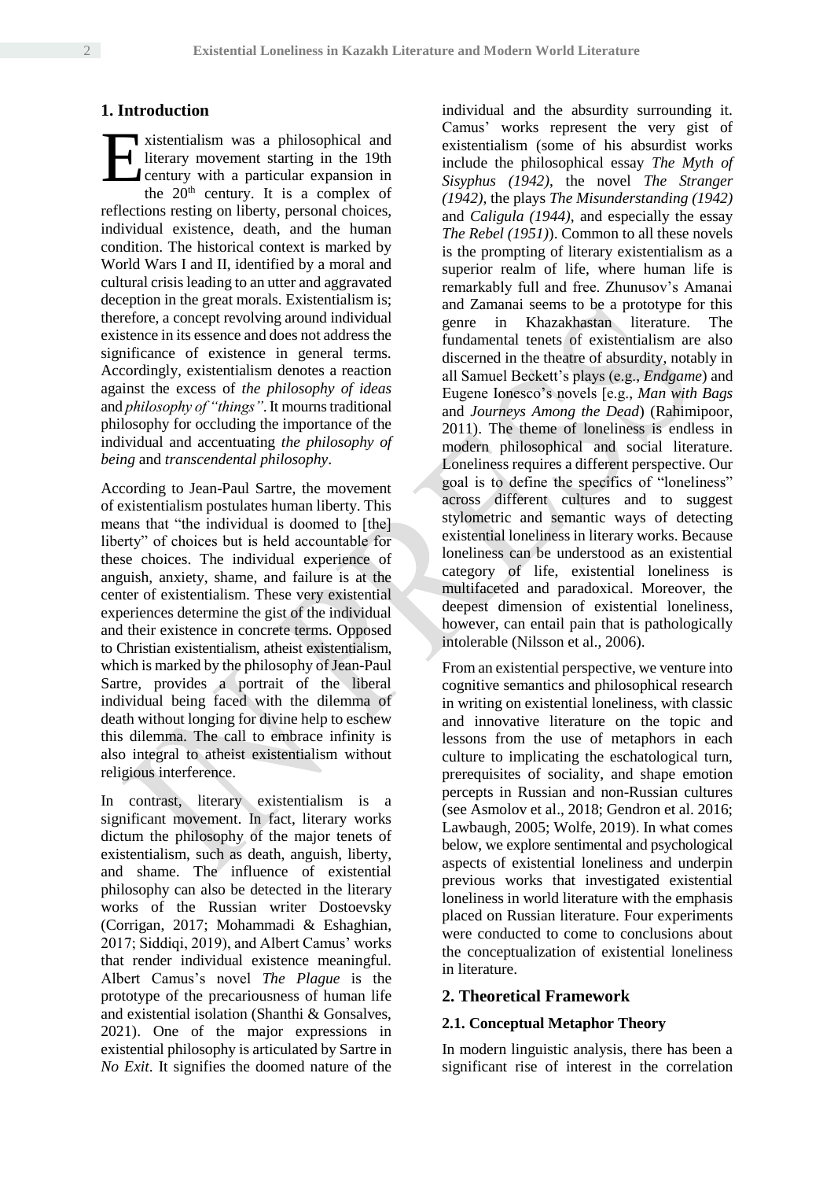## 1. Introduction

Existentialism was a philosophical and literary movement starting in the 19th century with a particular expansion in the 20th century. It is a complex of reflections resting on liberty, personal choices, individual existence, death, and the human condition. The historical context is marked by World Wars I and II, identified by a moral and cultural crisis leading to an utter and aggravated deception in the great morals. Existentialism is; therefore, a concept revolving around individual existence in its essence and does not address the significance of existence in general terms. Accordingly, existentialism denotes a reaction against the excess of *the philosophy of ideas* and *philosophy of "things"*. It mourns traditional philosophy for occluding the importance of the individual and accentuating *the philosophy of being* and *transcendental philosophy*.

According to Jean-Paul Sartre, the movement of existentialism postulates human liberty. This means that "the individual is doomed to [the] liberty" of choices but is held accountable for these choices. The individual experience of anguish, anxiety, shame, and failure is at the center of existentialism. These very existential experiences determine the gist of the individual and their existence in concrete terms. Opposed to Christian existentialism, atheist existentialism, which is marked by the philosophy of Jean-Paul Sartre, provides a portrait of the liberal individual being faced with the dilemma of death without longing for divine help to eschew this dilemma. The call to embrace infinity is also integral to atheist existentialism without religious interference.

In contrast, literary existentialism is a significant movement. In fact, literary works dictum the philosophy of the major tenets of existentialism, such as death, anguish, liberty, and shame. The influence of existential philosophy can also be detected in the literary works of the Russian writer Dostoevsky (Corrigan, 2017; Mohammadi & Eshaghian, 2017; Siddiqi, 2019), and Albert Camus' works that render individual existence meaningful. Albert Camus's novel *The Plague* is the prototype of the precariousness of human life and existential isolation (Shanthi & Gonsalves, 2021). One of the major expressions in existential philosophy is articulated by Sartre in *No Exit*. It signifies the doomed nature of the individual and the absurdity surrounding it. Camus' works represent the very gist of existentialism (some of his absurdist works include the philosophical essay *The Myth of Sisyphus (1942)*, the novel *The Stranger (1942)*, the plays *The Misunderstanding (1942)* and *Caligula (1944)*, and especially the essay *The Rebel (1951)*). Common to all these novels is the prompting of literary existentialism as a superior realm of life, where human life is remarkably full and free. Zhunusov's Amanai and Zamanai seems to be a prototype for this genre in Khazakhastan literature. The fundamental tenets of existentialism are also discerned in the theatre of absurdity, notably in all Samuel Beckett's plays (e.g., *Endgame*) and Eugene Ionesco's novels [e.g., *Man with Bags* and *Journeys Among the Dead*) (Rahimipoor, 2011). The theme of loneliness is endless in modern philosophical and social literature. Loneliness requires a different perspective. Our goal is to define the specifics of "loneliness" across different cultures and to suggest stylometric and semantic ways of detecting existential loneliness in literary works. Because loneliness can be understood as an existential category of life, existential loneliness is multifaceted and paradoxical. Moreover, the deepest dimension of existential loneliness, however, can entail pain that is pathologically intolerable (Nilsson et al., 2006).

From an existential perspective, we venture into cognitive semantics and philosophical research in writing on existential loneliness, with classic and innovative literature on the topic and lessons from the use of metaphors in each culture to implicating the eschatological turn, prerequisites of sociality, and shape emotion percepts in Russian and non-Russian cultures (see Asmolov et al., 2018; Gendron et al. 2016; Lawbaugh, 2005; Wolfe, 2019). In what comes below, we explore sentimental and psychological aspects of existential loneliness and underpin previous works that investigated existential loneliness in world literature with the emphasis placed on Russian literature. Four experiments were conducted to come to conclusions about the conceptualization of existential loneliness in literature.

## 2. Theoretical Framework

### 2.1. Conceptual Metaphor Theory

In modern linguistic analysis, there has been a significant rise of interest in the correlation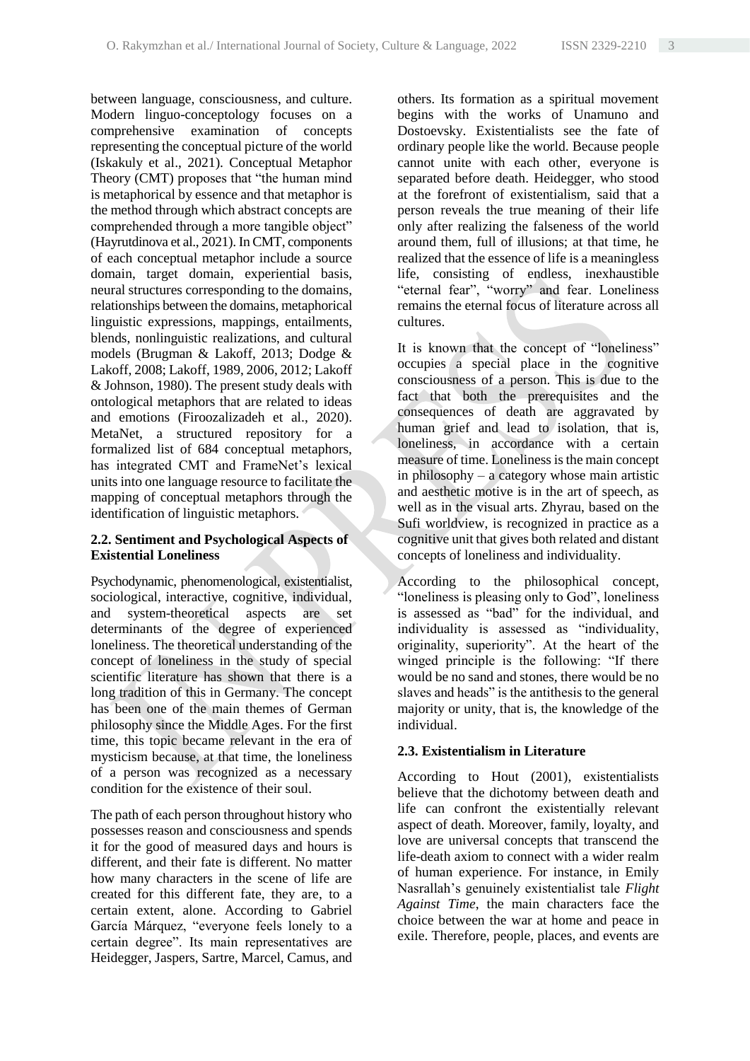between language, consciousness, and culture. Modern linguo-conceptology focuses on a comprehensive examination of concepts representing the conceptual picture of the world (Iskakuly et al., 2021). Conceptual Metaphor Theory (CMT) proposes that "the human mind is metaphorical by essence and that metaphor is the method through which abstract concepts are comprehended through a more tangible object" (Hayrutdinova et al., 2021). In CMT, components of each conceptual metaphor include a source domain, target domain, experiential basis, neural structures corresponding to the domains, relationships between the domains, metaphorical linguistic expressions, mappings, entailments, blends, nonlinguistic realizations, and cultural models (Brugman & Lakoff, 2013; Dodge & Lakoff, 2008; Lakoff, 1989, 2006, 2012; Lakoff & Johnson, 1980). The present study deals with ontological metaphors that are related to ideas and emotions (Firoozalizadeh et al., 2020). MetaNet, a structured repository for a formalized list of 684 conceptual metaphors, has integrated CMT and FrameNet's lexical units into one language resource to facilitate the mapping of conceptual metaphors through the identification of linguistic metaphors.

### 2.2. Sentiment and Psychological Aspects of Existential Loneliness

Psychodynamic, phenomenological, existentialist, sociological, interactive, cognitive, individual, and system-theoretical aspects are set determinants of the degree of experienced loneliness. The theoretical understanding of the concept of loneliness in the study of special scientific literature has shown that there is a long tradition of this in Germany. The concept has been one of the main themes of German philosophy since the Middle Ages. For the first time, this topic became relevant in the era of mysticism because, at that time, the loneliness of a person was recognized as a necessary condition for the existence of their soul.

The path of each person throughout history who possesses reason and consciousness and spends it for the good of measured days and hours is different, and their fate is different. No matter how many characters in the scene of life are created for this different fate, they are, to a certain extent, alone. According to Gabriel García Márquez, "everyone feels lonely to a certain degree". Its main representatives are Heidegger, Jaspers, Sartre, Marcel, Camus, and others. Its formation as a spiritual movement begins with the works of Unamuno and Dostoevsky. Existentialists see the fate of ordinary people like the world. Because people cannot unite with each other, everyone is separated before death. Heidegger, who stood at the forefront of existentialism, said that a person reveals the true meaning of their life only after realizing the falseness of the world around them, full of illusions; at that time, he realized that the essence of life is a meaningless life, consisting of endless, inexhaustible "eternal fear", "worry" and fear. Loneliness remains the eternal focus of literature across all cultures.

It is known that the concept of "loneliness" occupies a special place in the cognitive consciousness of a person. This is due to the fact that both the prerequisites and the consequences of death are aggravated by human grief and lead to isolation, that is, loneliness, in accordance with a certain measure of time. Loneliness is the main concept in philosophy – a category whose main artistic and aesthetic motive is in the art of speech, as well as in the visual arts. Zhyrau, based on the Sufi worldview, is recognized in practice as a cognitive unit that gives both related and distant concepts of loneliness and individuality.

According to the philosophical concept, "loneliness is pleasing only to God", loneliness is assessed as "bad" for the individual, and individuality is assessed as "individuality, originality, superiority". At the heart of the winged principle is the following: "If there would be no sand and stones, there would be no slaves and heads" is the antithesis to the general majority or unity, that is, the knowledge of the individual.

### 2.3. Existentialism in Literature

According to Hout (2001), existentialists believe that the dichotomy between death and life can confront the existentially relevant aspect of death. Moreover, family, loyalty, and love are universal concepts that transcend the life-death axiom to connect with a wider realm of human experience. For instance, in Emily Nasrallah's genuinely existentialist tale *Flight Against Time*, the main characters face the choice between the war at home and peace in exile. Therefore, people, places, and events are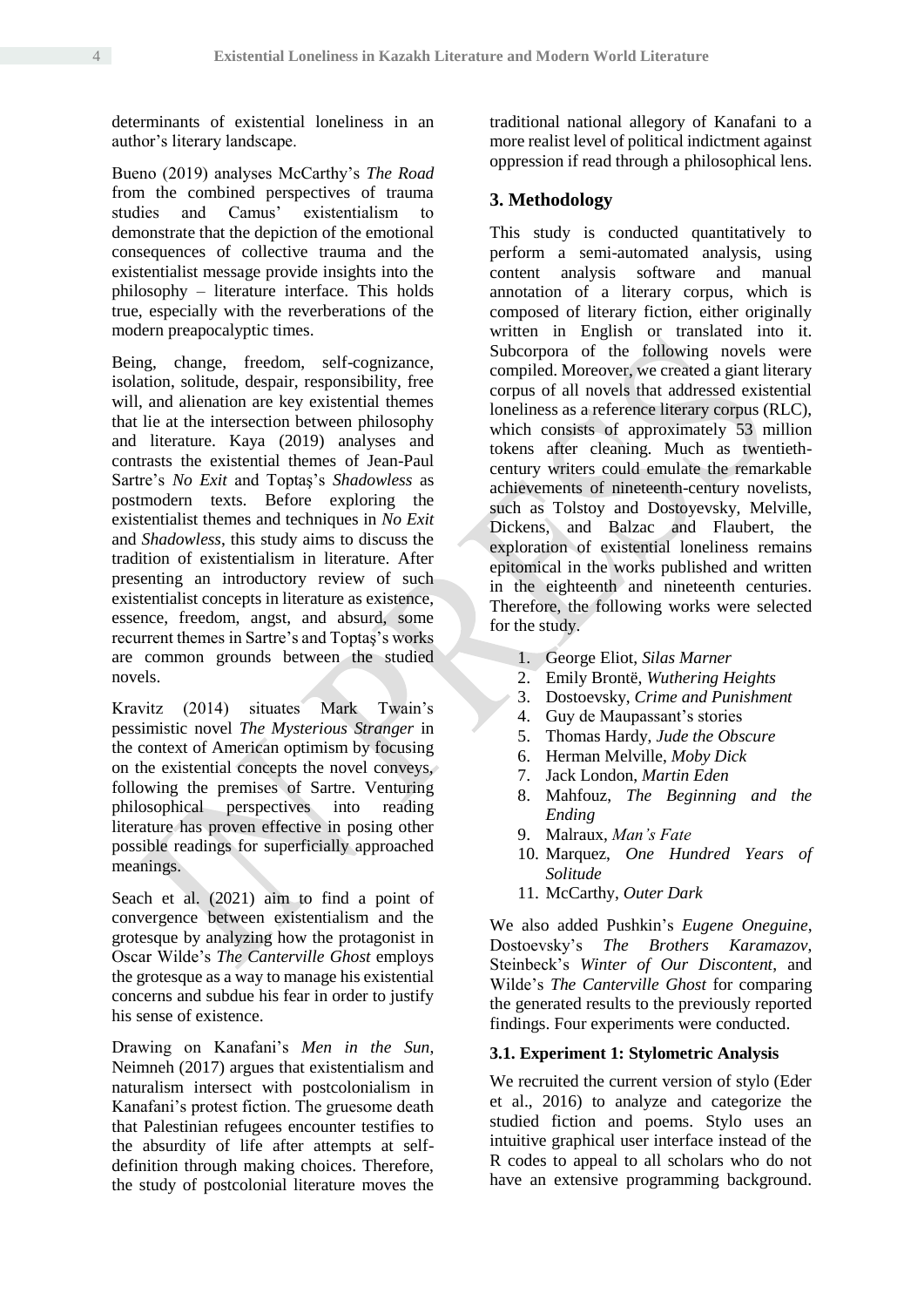determinants of existential loneliness in an author's literary landscape.

Bueno (2019) analyses McCarthy's *The Road* from the combined perspectives of trauma studies and Camus' existentialism to demonstrate that the depiction of the emotional consequences of collective trauma and the existentialist message provide insights into the philosophy – literature interface. This holds true, especially with the reverberations of the modern preapocalyptic times.

Being, change, freedom, self-cognizance, isolation, solitude, despair, responsibility, free will, and alienation are key existential themes that lie at the intersection between philosophy and literature. Kaya (2019) analyses and contrasts the existential themes of Jean-Paul Sartre's *No Exit* and Toptaş's *Shadowless* as postmodern texts. Before exploring the existentialist themes and techniques in *No Exit* and *Shadowless*, this study aims to discuss the tradition of existentialism in literature. After presenting an introductory review of such existentialist concepts in literature as existence, essence, freedom, angst, and absurd, some recurrent themes in Sartre's and Toptaş's works are common grounds between the studied novels.

Kravitz (2014) situates Mark Twain's pessimistic novel *The Mysterious Stranger* in the context of American optimism by focusing on the existential concepts the novel conveys, following the premises of Sartre. Venturing philosophical perspectives into reading literature has proven effective in posing other possible readings for superficially approached meanings.

Seach et al. (2021) aim to find a point of convergence between existentialism and the grotesque by analyzing how the protagonist in Oscar Wilde's *The Canterville Ghost* employs the grotesque as a way to manage his existential concerns and subdue his fear in order to justify his sense of existence.

Drawing on Kanafani's *Men in the Sun*, Neimneh (2017) argues that existentialism and naturalism intersect with postcolonialism in Kanafani's protest fiction. The gruesome death that Palestinian refugees encounter testifies to the absurdity of life after attempts at self-definition through making choices. Therefore, the study of postcolonial literature moves the traditional national allegory of Kanafani to a more realist level of political indictment against oppression if read through a philosophical lens.

## 3. Methodology

This study is conducted quantitatively to perform a semi-automated analysis, using content analysis software and manual annotation of a literary corpus, which is composed of literary fiction, either originally written in English or translated into it. Subcorpora of the following novels were compiled. Moreover, we created a giant literary corpus of all novels that addressed existential loneliness as a reference literary corpus (RLC), which consists of approximately 53 million tokens after cleaning. Much as twentieth-century writers could emulate the remarkable achievements of nineteenth-century novelists, such as Tolstoy and Dostoyevsky, Melville, Dickens, and Balzac and Flaubert, the exploration of existential loneliness remains epitomical in the works published and written in the eighteenth and nineteenth centuries. Therefore, the following works were selected for the study.

1. George Eliot, *Silas Marner*
2. Emily Brontë, *Wuthering Heights*
3. Dostoevsky, *Crime and Punishment*
4. Guy de Maupassant's stories
5. Thomas Hardy, *Jude the Obscure*
6. Herman Melville, *Moby Dick*
7. Jack London, *Martin Eden*
8. Mahfouz, *The Beginning and the Ending*
9. Malraux, *Man's Fate*
10. Marquez, *One Hundred Years of Solitude*
11. McCarthy, *Outer Dark*

We also added Pushkin's *Eugene Oneguine*, Dostoevsky's *The Brothers Karamazov*, Steinbeck's *Winter of Our Discontent*, and Wilde's *The Canterville Ghost* for comparing the generated results to the previously reported findings. Four experiments were conducted.

### 3.1. Experiment 1: Stylometric Analysis

We recruited the current version of stylo (Eder et al., 2016) to analyze and categorize the studied fiction and poems. Stylo uses an intuitive graphical user interface instead of the R codes to appeal to all scholars who do not have an extensive programming background.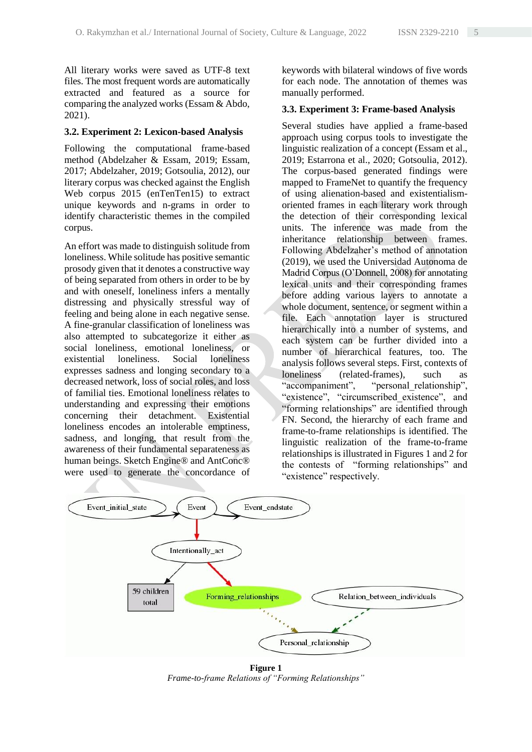All literary works were saved as UTF-8 text files. The most frequent words are automatically extracted and featured as a source for comparing the analyzed works (Essam & Abdo, 2021).

### 3.2. Experiment 2: Lexicon-based Analysis

Following the computational frame-based method (Abdelzaher & Essam, 2019; Essam, 2017; Abdelzaher, 2019; Gotsoulia, 2012), our literary corpus was checked against the English Web corpus 2015 (enTenTen15) to extract unique keywords and n-grams in order to identify characteristic themes in the compiled corpus.

An effort was made to distinguish solitude from loneliness. While solitude has positive semantic prosody given that it denotes a constructive way of being separated from others in order to be by and with oneself, loneliness infers a mentally distressing and physically stressful way of feeling and being alone in each negative sense. A fine-granular classification of loneliness was also attempted to subcategorize it either as social loneliness, emotional loneliness, or existential loneliness. Social loneliness expresses sadness and longing secondary to a decreased network, loss of social roles, and loss of familial ties. Emotional loneliness relates to understanding and expressing their emotions concerning their detachment. Existential loneliness encodes an intolerable emptiness, sadness, and longing, that result from the awareness of their fundamental separateness as human beings. Sketch Engine® and AntConc® were used to generate the concordance of keywords with bilateral windows of five words for each node. The annotation of themes was manually performed.

### 3.3. Experiment 3: Frame-based Analysis

Several studies have applied a frame-based approach using corpus tools to investigate the linguistic realization of a concept (Essam et al., 2019; Estarrona et al., 2020; Gotsoulia, 2012). The corpus-based generated findings were mapped to FrameNet to quantify the frequency of using alienation-based and existentialism-oriented frames in each literary work through the detection of their corresponding lexical units. The inference was made from the inheritance relationship between frames. Following Abdelzaher's method of annotation (2019), we used the Universidad Autonoma de Madrid Corpus (O'Donnell, 2008) for annotating lexical units and their corresponding frames before adding various layers to annotate a whole document, sentence, or segment within a file. Each annotation layer is structured hierarchically into a number of systems, and each system can be further divided into a number of hierarchical features, too. The analysis follows several steps. First, contexts of loneliness (related-frames), such as "accompaniment", "personal_relationship", "existence", "circumscribed_existence", and "forming relationships" are identified through FN. Second, the hierarchy of each frame and frame-to-frame relationships is identified. The linguistic realization of the frame-to-frame relationships is illustrated in Figures 1 and 2 for the contests of "forming relationships" and "existence" respectively.

**Figure 1**
*Frame-to-frame Relations of "Forming Relationships"*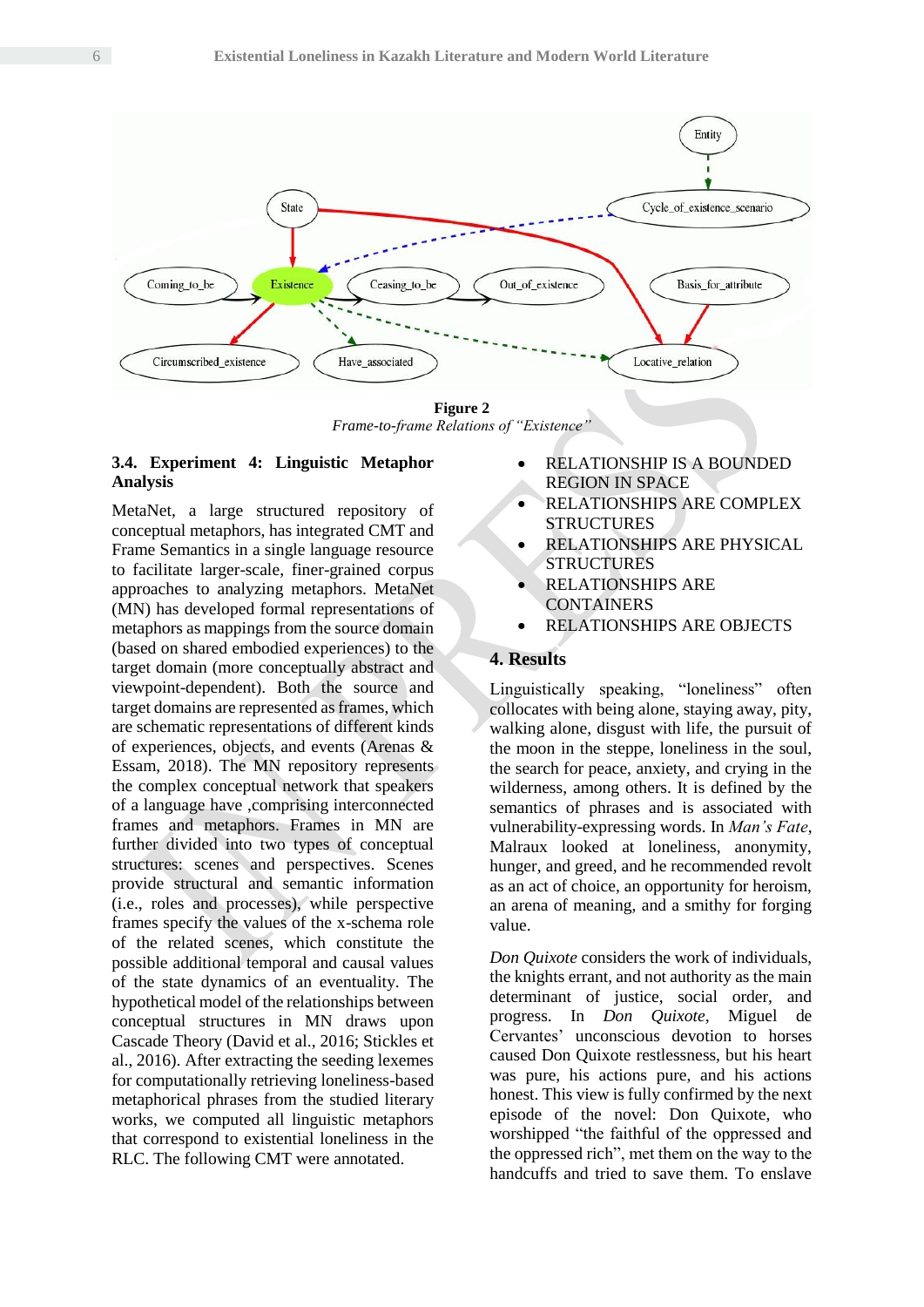**Figure 2**
*Frame-to-frame Relations of "Existence"*

### 3.4. Experiment 4: Linguistic Metaphor Analysis

MetaNet, a large structured repository of conceptual metaphors, has integrated CMT and Frame Semantics in a single language resource to facilitate larger-scale, finer-grained corpus approaches to analyzing metaphors. MetaNet (MN) has developed formal representations of metaphors as mappings from the source domain (based on shared embodied experiences) to the target domain (more conceptually abstract and viewpoint-dependent). Both the source and target domains are represented as frames, which are schematic representations of different kinds of experiences, objects, and events (Arenas & Essam, 2018). The MN repository represents the complex conceptual network that speakers of a language have ,comprising interconnected frames and metaphors. Frames in MN are further divided into two types of conceptual structures: scenes and perspectives. Scenes provide structural and semantic information (i.e., roles and processes), while perspective frames specify the values of the x-schema role of the related scenes, which constitute the possible additional temporal and causal values of the state dynamics of an eventuality. The hypothetical model of the relationships between conceptual structures in MN draws upon Cascade Theory (David et al., 2016; Stickles et al., 2016). After extracting the seeding lexemes for computationally retrieving loneliness-based metaphorical phrases from the studied literary works, we computed all linguistic metaphors that correspond to existential loneliness in the RLC. The following CMT were annotated.

- RELATIONSHIP IS A BOUNDED REGION IN SPACE
- RELATIONSHIPS ARE COMPLEX STRUCTURES
- RELATIONSHIPS ARE PHYSICAL STRUCTURES
- RELATIONSHIPS ARE CONTAINERS
- RELATIONSHIPS ARE OBJECTS

## 4. Results

Linguistically speaking, "loneliness" often collocates with being alone, staying away, pity, walking alone, disgust with life, the pursuit of the moon in the steppe, loneliness in the soul, the search for peace, anxiety, and crying in the wilderness, among others. It is defined by the semantics of phrases and is associated with vulnerability-expressing words. In *Man's Fate*, Malraux looked at loneliness, anonymity, hunger, and greed, and he recommended revolt as an act of choice, an opportunity for heroism, an arena of meaning, and a smithy for forging value.

*Don Quixote* considers the work of individuals, the knights errant, and not authority as the main determinant of justice, social order, and progress. In *Don Quixote*, Miguel de Cervantes' unconscious devotion to horses caused Don Quixote restlessness, but his heart was pure, his actions pure, and his actions honest. This view is fully confirmed by the next episode of the novel: Don Quixote, who worshipped "the faithful of the oppressed and the oppressed rich", met them on the way to the handcuffs and tried to save them. To enslave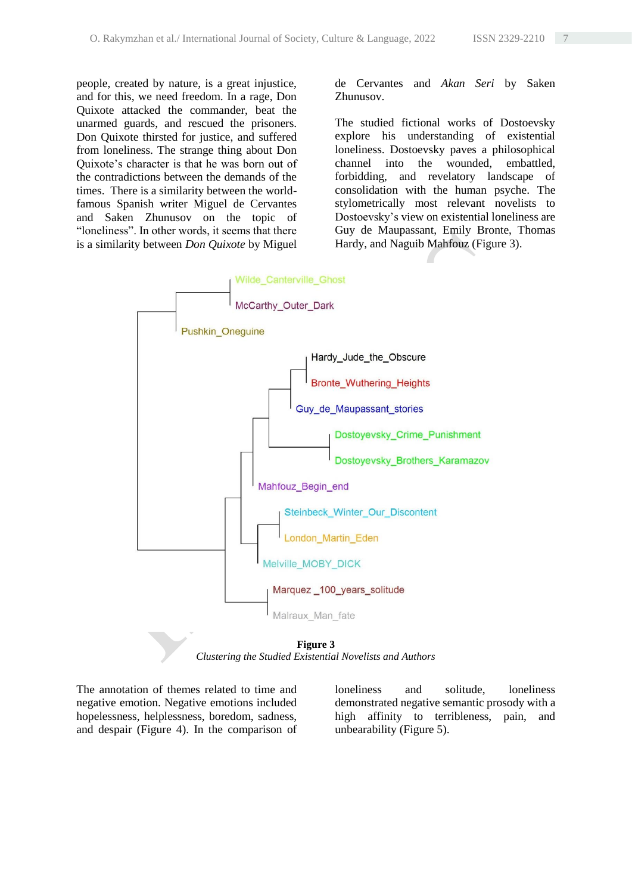people, created by nature, is a great injustice, and for this, we need freedom. In a rage, Don Quixote attacked the commander, beat the unarmed guards, and rescued the prisoners. Don Quixote thirsted for justice, and suffered from loneliness. The strange thing about Don Quixote's character is that he was born out of the contradictions between the demands of the times. There is a similarity between the world-famous Spanish writer Miguel de Cervantes and Saken Zhunusov on the topic of "loneliness". In other words, it seems that there is a similarity between *Don Quixote* by Miguel de Cervantes and *Akan Seri* by Saken Zhunusov.

The studied fictional works of Dostoevsky explore his understanding of existential loneliness. Dostoevsky paves a philosophical channel into the wounded, embattled, forbidding, and revelatory landscape of consolidation with the human psyche. The stylometrically most relevant novelists to Dostoevsky's view on existential loneliness are Guy de Maupassant, Emily Bronte, Thomas Hardy, and Naguib Mahfouz (Figure 3).

Wilde_Canterville_Ghost
McCarthy_Outer_Dark
Pushkin_Oneguine
Hardy_Jude_the_Obscure
Bronte_Wuthering_Heights
Guy_de_Maupassant_stories
Dostoyevsky_Crime_Punishment
Dostoyevsky_Brothers_Karamazov
Mahfouz_Begin_end
Steinbeck_Winter_Our_Discontent
London_Martin_Eden
Melville_MOBY_DICK
Marquez _100_years_solitude
Malraux_Man_fate

**Figure 3**
*Clustering the Studied Existential Novelists and Authors*

The annotation of themes related to time and negative emotion. Negative emotions included hopelessness, helplessness, boredom, sadness, and despair (Figure 4). In the comparison of loneliness and solitude, loneliness demonstrated negative semantic prosody with a high affinity to terribleness, pain, and unbearability (Figure 5).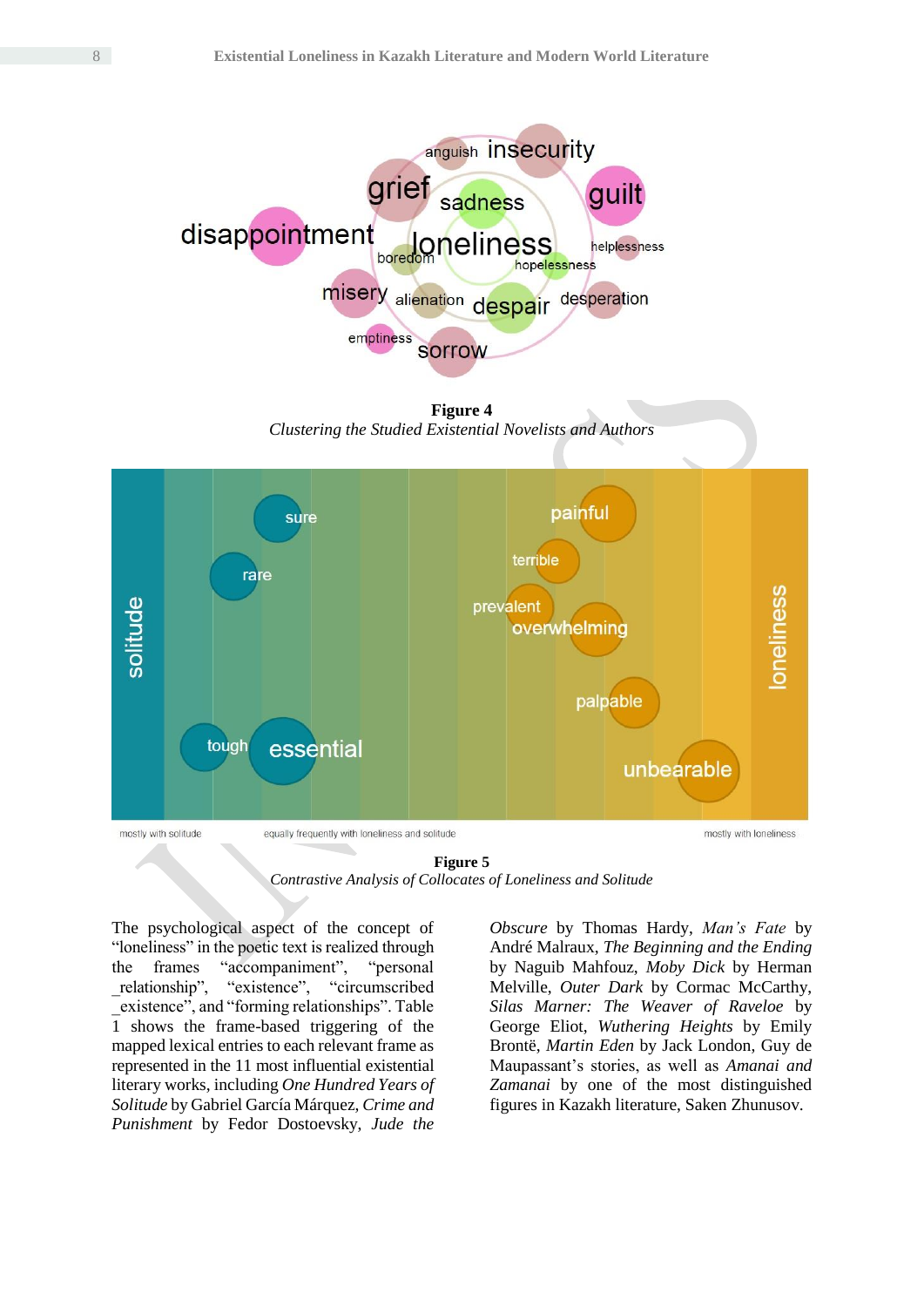**Figure 4**

*Clustering the Studied Existential Novelists and Authors*

**Figure 5**

*Contrastive Analysis of Collocates of Loneliness and Solitude*

The psychological aspect of the concept of "loneliness" in the poetic text is realized through the frames "accompaniment", "personal _relationship", "existence", "circumscribed _existence", and "forming relationships". Table 1 shows the frame-based triggering of the mapped lexical entries to each relevant frame as represented in the 11 most influential existential literary works, including *One Hundred Years of Solitude* by Gabriel García Márquez, *Crime and Punishment* by Fedor Dostoevsky, *Jude the Obscure* by Thomas Hardy, *Man's Fate* by André Malraux, *The Beginning and the Ending* by Naguib Mahfouz, *Moby Dick* by Herman Melville, *Outer Dark* by Cormac McCarthy, *Silas Marner: The Weaver of Raveloe* by George Eliot, *Wuthering Heights* by Emily Brontë, *Martin Eden* by Jack London, Guy de Maupassant's stories, as well as *Amanai and Zamanai* by one of the most distinguished figures in Kazakh literature, Saken Zhunusov.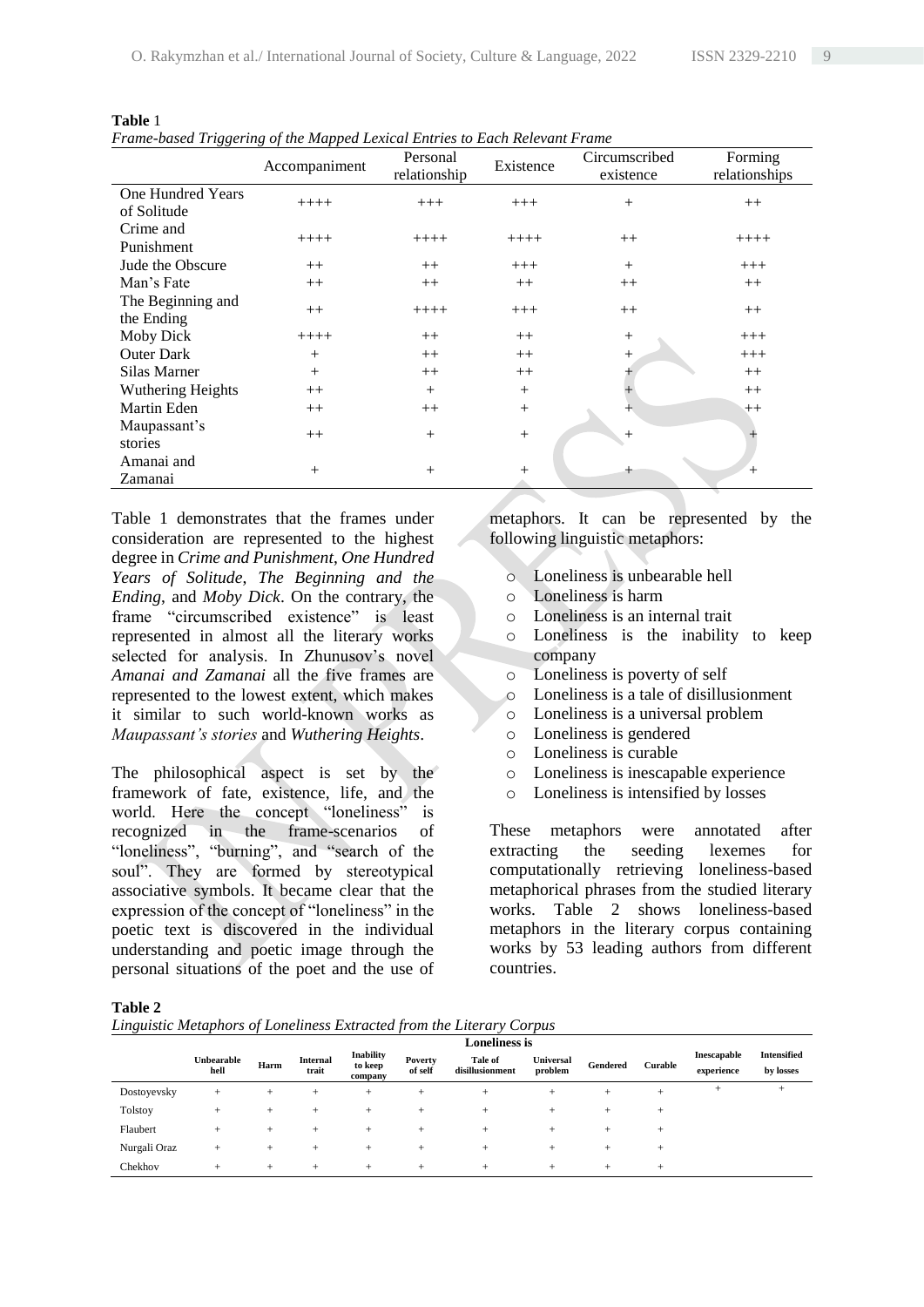**Table** 1

*Frame-based Triggering of the Mapped Lexical Entries to Each Relevant Frame*

| | Accompaniment | Personal relationship | Existence | Circumscribed existence | Forming relationships |
|---|---|---|---|---|---|
| One Hundred Years of Solitude | ++++ | +++ | +++ | + | ++ |
| Crime and Punishment | ++++ | ++++ | ++++ | ++ | ++++ |
| Jude the Obscure | ++ | ++ | +++ | + | +++ |
| Man's Fate | ++ | ++ | ++ | ++ | ++ |
| The Beginning and the Ending | ++ | ++++ | +++ | ++ | ++ |
| Moby Dick | ++++ | ++ | ++ | + | +++ |
| Outer Dark | + | ++ | ++ | + | +++ |
| Silas Marner | + | ++ | ++ | + | ++ |
| Wuthering Heights | ++ | + | + | + | ++ |
| Martin Eden | ++ | ++ | + | + | ++ |
| Maupassant's stories | ++ | + | + | + | + |
| Amanai and Zamanai | + | + | + | + | + |

Table 1 demonstrates that the frames under consideration are represented to the highest degree in *Crime and Punishment*, *One Hundred Years of Solitude*, *The Beginning and the Ending*, and *Moby Dick*. On the contrary, the frame "circumscribed existence" is least represented in almost all the literary works selected for analysis. In Zhunusov's novel *Amanai and Zamanai* all the five frames are represented to the lowest extent, which makes it similar to such world-known works as *Maupassant's stories* and *Wuthering Heights*.

The philosophical aspect is set by the framework of fate, existence, life, and the world. Here the concept "loneliness" is recognized in the frame-scenarios of "loneliness", "burning", and "search of the soul". They are formed by stereotypical associative symbols. It became clear that the expression of the concept of "loneliness" in the poetic text is discovered in the individual understanding and poetic image through the personal situations of the poet and the use of metaphors. It can be represented by the following linguistic metaphors:

- Loneliness is unbearable hell
- Loneliness is harm
- Loneliness is an internal trait
- Loneliness is the inability to keep company
- Loneliness is poverty of self
- Loneliness is a tale of disillusionment
- Loneliness is a universal problem
- Loneliness is gendered
- Loneliness is curable
- Loneliness is inescapable experience
- Loneliness is intensified by losses

These metaphors were annotated after extracting the seeding lexemes for computationally retrieving loneliness-based metaphorical phrases from the studied literary works. Table 2 shows loneliness-based metaphors in the literary corpus containing works by 53 leading authors from different countries.

**Table 2**

*Linguistic Metaphors of Loneliness Extracted from the Literary Corpus*

| | Loneliness is | | | | | | | | | | |
|---|---|---|---|---|---|---|---|---|---|---|---|
| | **Unbearable hell** | **Harm** | **Internal trait** | **Inability to keep company** | **Poverty of self** | **Tale of disillusionment** | **Universal problem** | **Gendered** | **Curable** | **Inescapable experience** | **Intensified by losses** |
| Dostoyevsky | + | + | + | + | + | + | + | + | + | + | + |
| Tolstoy | + | + | + | + | + | + | + | + | + | | |
| Flaubert | + | + | + | + | + | + | + | + | + | | |
| Nurgali Oraz | + | + | + | + | + | + | + | + | + | | |
| Chekhov | + | + | + | + | + | + | + | + | + | | |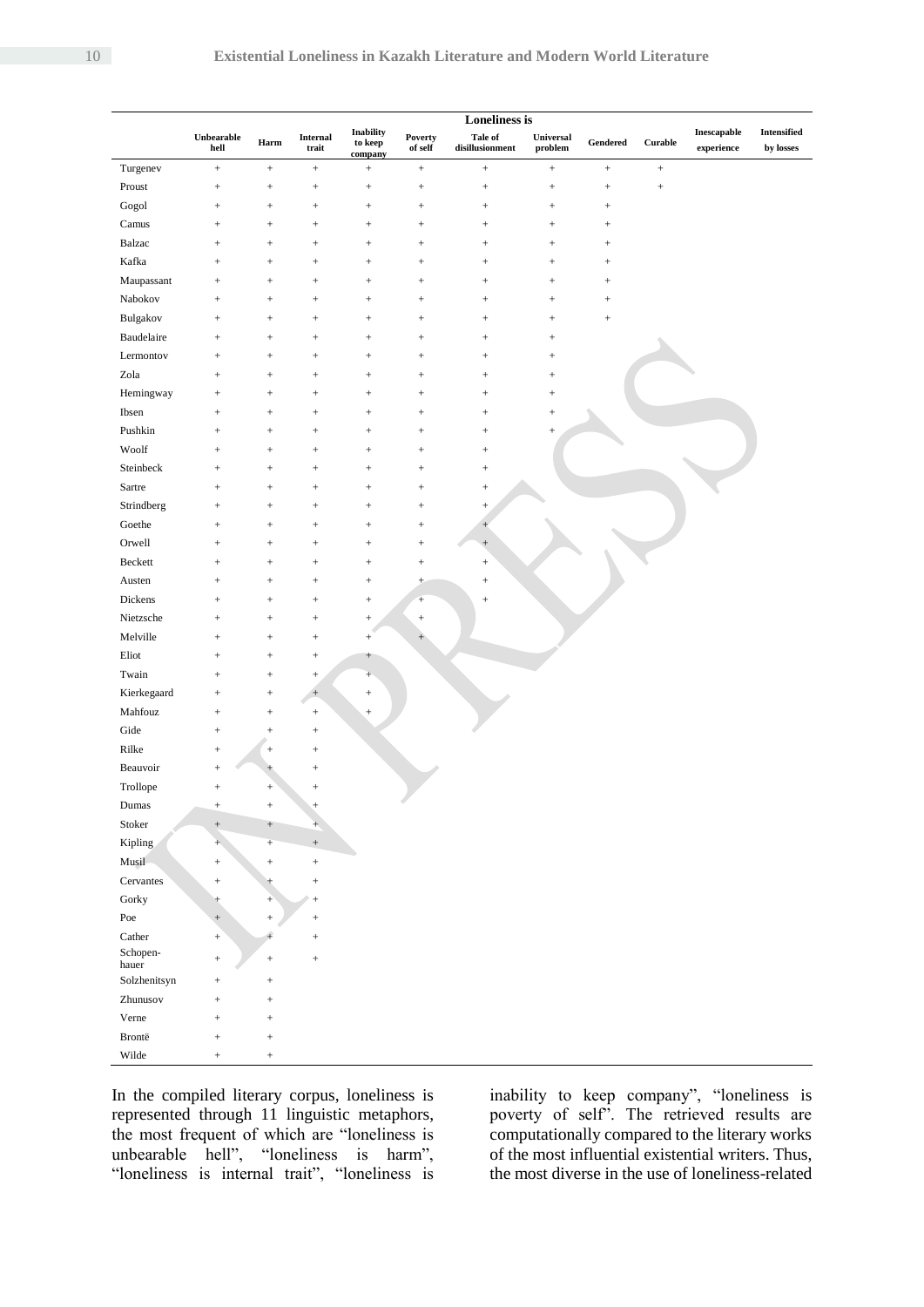| | Loneliness is | | | | | | | | | | |
|---|---|---|---|---|---|---|---|---|---|---|---|
| | Unbearable hell | Harm | Internal trait | Inability to keep company | Poverty of self | Tale of disillusionment | Universal problem | Gendered | Curable | Inescapable experience | Intensified by losses |
| Turgenev | + | + | + | + | + | + | + | + | + | | |
| Proust | + | + | + | + | + | + | + | + | + | | |
| Gogol | + | + | + | + | + | + | + | + | | | |
| Camus | + | + | + | + | + | + | + | + | | | |
| Balzac | + | + | + | + | + | + | + | + | | | |
| Kafka | + | + | + | + | + | + | + | + | | | |
| Maupassant | + | + | + | + | + | + | + | + | | | |
| Nabokov | + | + | + | + | + | + | + | + | | | |
| Bulgakov | + | + | + | + | + | + | + | + | | | |
| Baudelaire | + | + | + | + | + | + | + | | | | |
| Lermontov | + | + | + | + | + | + | + | | | | |
| Zola | + | + | + | + | + | + | + | | | | |
| Hemingway | + | + | + | + | + | + | + | | | | |
| Ibsen | + | + | + | + | + | + | + | | | | |
| Pushkin | + | + | + | + | + | + | + | | | | |
| Woolf | + | + | + | + | + | + | | | | | |
| Steinbeck | + | + | + | + | + | + | | | | | |
| Sartre | + | + | + | + | + | + | | | | | |
| Strindberg | + | + | + | + | + | + | | | | | |
| Goethe | + | + | + | + | + | + | | | | | |
| Orwell | + | + | + | + | + | + | | | | | |
| Beckett | + | + | + | + | + | + | | | | | |
| Austen | + | + | + | + | + | + | | | | | |
| Dickens | + | + | + | + | + | + | | | | | |
| Nietzsche | + | + | + | + | + | | | | | | |
| Melville | + | + | + | + | + | | | | | | |
| Eliot | + | + | + | + | | | | | | | |
| Twain | + | + | + | + | | | | | | | |
| Kierkegaard | + | + | + | + | | | | | | | |
| Mahfouz | + | + | + | + | | | | | | | |
| Gide | + | + | + | | | | | | | | |
| Rilke | + | + | + | | | | | | | | |
| Beauvoir | + | + | + | | | | | | | | |
| Trollope | + | + | + | | | | | | | | |
| Dumas | + | + | + | | | | | | | | |
| Stoker | + | + | + | | | | | | | | |
| Kipling | + | + | + | | | | | | | | |
| Musil | + | + | + | | | | | | | | |
| Cervantes | + | + | + | | | | | | | | |
| Gorky | + | + | + | | | | | | | | |
| Poe | + | + | + | | | | | | | | |
| Cather | + | + | + | | | | | | | | |
| Schopen-hauer | + | + | + | | | | | | | | |
| Solzhenitsyn | + | + | | | | | | | | | |
| Zhunusov | + | + | | | | | | | | | |
| Verne | + | + | | | | | | | | | |
| Brontë | + | + | | | | | | | | | |
| Wilde | + | + | | | | | | | | | |

In the compiled literary corpus, loneliness is represented through 11 linguistic metaphors, the most frequent of which are "loneliness is unbearable hell", "loneliness is harm", "loneliness is internal trait", "loneliness is inability to keep company", "loneliness is poverty of self". The retrieved results are computationally compared to the literary works of the most influential existential writers. Thus, the most diverse in the use of loneliness-related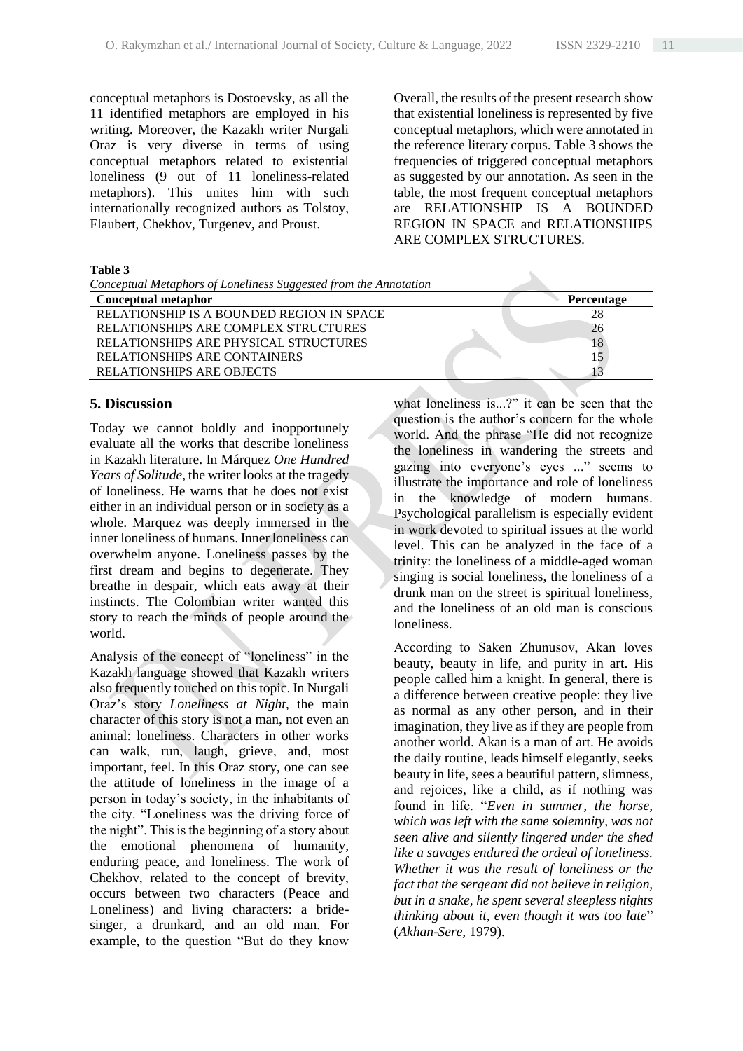conceptual metaphors is Dostoevsky, as all the 11 identified metaphors are employed in his writing. Moreover, the Kazakh writer Nurgali Oraz is very diverse in terms of using conceptual metaphors related to existential loneliness (9 out of 11 loneliness-related metaphors). This unites him with such internationally recognized authors as Tolstoy, Flaubert, Chekhov, Turgenev, and Proust.

Overall, the results of the present research show that existential loneliness is represented by five conceptual metaphors, which were annotated in the reference literary corpus. Table 3 shows the frequencies of triggered conceptual metaphors as suggested by our annotation. As seen in the table, the most frequent conceptual metaphors are RELATIONSHIP IS A BOUNDED REGION IN SPACE and RELATIONSHIPS ARE COMPLEX STRUCTURES.

**Table 3**

*Conceptual Metaphors of Loneliness Suggested from the Annotation*

| Conceptual metaphor | Percentage |
|---|---|
| RELATIONSHIP IS A BOUNDED REGION IN SPACE | 28 |
| RELATIONSHIPS ARE COMPLEX STRUCTURES | 26 |
| RELATIONSHIPS ARE PHYSICAL STRUCTURES | 18 |
| RELATIONSHIPS ARE CONTAINERS | 15 |
| RELATIONSHIPS ARE OBJECTS | 13 |

## 5. Discussion

Today we cannot boldly and inopportunely evaluate all the works that describe loneliness in Kazakh literature. In Márquez *One Hundred Years of Solitude*, the writer looks at the tragedy of loneliness. He warns that he does not exist either in an individual person or in society as a whole. Marquez was deeply immersed in the inner loneliness of humans. Inner loneliness can overwhelm anyone. Loneliness passes by the first dream and begins to degenerate. They breathe in despair, which eats away at their instincts. The Colombian writer wanted this story to reach the minds of people around the world.

Analysis of the concept of "loneliness" in the Kazakh language showed that Kazakh writers also frequently touched on this topic. In Nurgali Oraz's story *Loneliness at Night*, the main character of this story is not a man, not even an animal: loneliness. Characters in other works can walk, run, laugh, grieve, and, most important, feel. In this Oraz story, one can see the attitude of loneliness in the image of a person in today's society, in the inhabitants of the city. "Loneliness was the driving force of the night". This is the beginning of a story about the emotional phenomena of humanity, enduring peace, and loneliness. The work of Chekhov, related to the concept of brevity, occurs between two characters (Peace and Loneliness) and living characters: a bride-singer, a drunkard, and an old man. For example, to the question "But do they know what loneliness is...?" it can be seen that the question is the author's concern for the whole world. And the phrase "He did not recognize the loneliness in wandering the streets and gazing into everyone's eyes ..." seems to illustrate the importance and role of loneliness in the knowledge of modern humans. Psychological parallelism is especially evident in work devoted to spiritual issues at the world level. This can be analyzed in the face of a trinity: the loneliness of a middle-aged woman singing is social loneliness, the loneliness of a drunk man on the street is spiritual loneliness, and the loneliness of an old man is conscious loneliness.

According to Saken Zhunusov, Akan loves beauty, beauty in life, and purity in art. His people called him a knight. In general, there is a difference between creative people: they live as normal as any other person, and in their imagination, they live as if they are people from another world. Akan is a man of art. He avoids the daily routine, leads himself elegantly, seeks beauty in life, sees a beautiful pattern, slimness, and rejoices, like a child, as if nothing was found in life. "*Even in summer, the horse, which was left with the same solemnity, was not seen alive and silently lingered under the shed like a savages endured the ordeal of loneliness. Whether it was the result of loneliness or the fact that the sergeant did not believe in religion, but in a snake, he spent several sleepless nights thinking about it, even though it was too late*" (*Akhan-Sere,* 1979).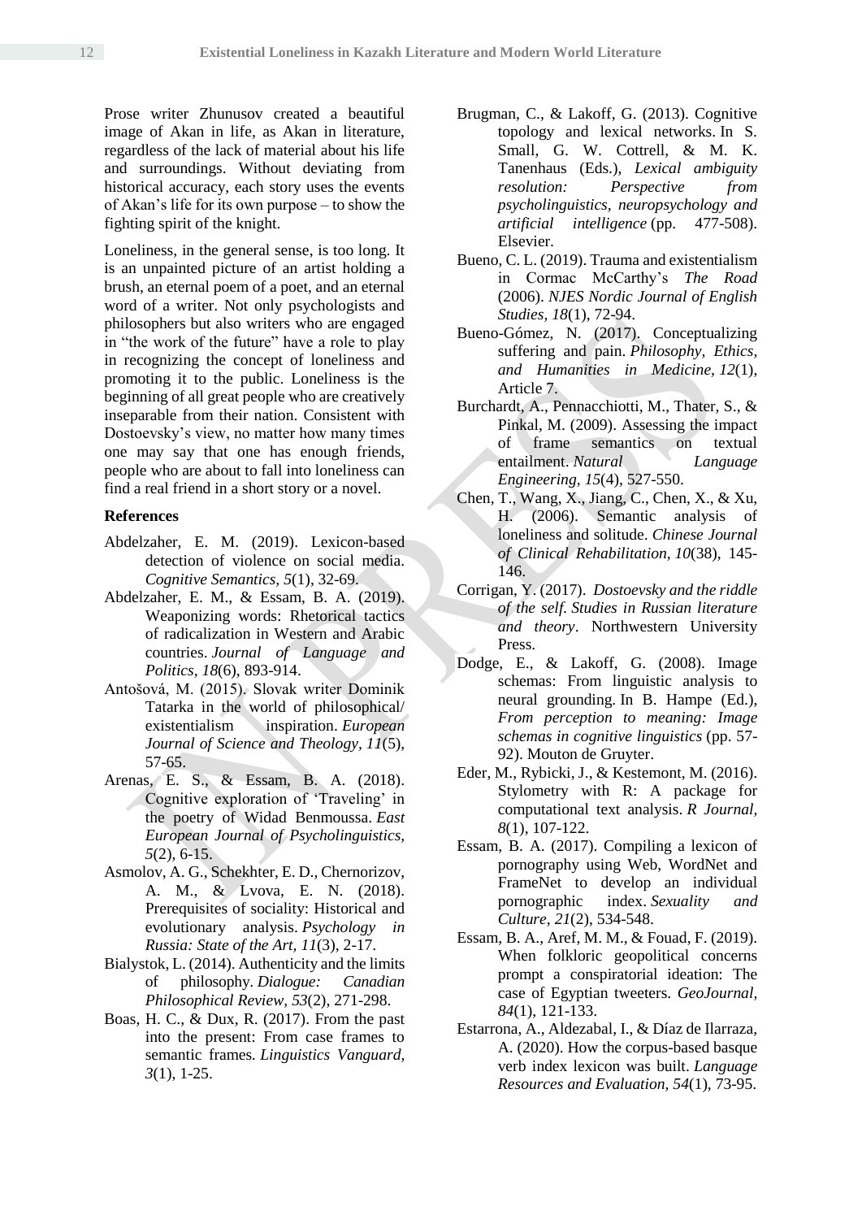Prose writer Zhunusov created a beautiful image of Akan in life, as Akan in literature, regardless of the lack of material about his life and surroundings. Without deviating from historical accuracy, each story uses the events of Akan's life for its own purpose – to show the fighting spirit of the knight.

Loneliness, in the general sense, is too long. It is an unpainted picture of an artist holding a brush, an eternal poem of a poet, and an eternal word of a writer. Not only psychologists and philosophers but also writers who are engaged in "the work of the future" have a role to play in recognizing the concept of loneliness and promoting it to the public. Loneliness is the beginning of all great people who are creatively inseparable from their nation. Consistent with Dostoevsky's view, no matter how many times one may say that one has enough friends, people who are about to fall into loneliness can find a real friend in a short story or a novel.

## References

Abdelzaher, E. M. (2019). Lexicon-based detection of violence on social media. *Cognitive Semantics, 5*(1), 32-69.

Abdelzaher, E. M., & Essam, B. A. (2019). Weaponizing words: Rhetorical tactics of radicalization in Western and Arabic countries. *Journal of Language and Politics, 18*(6), 893-914.

Antošová, M. (2015). Slovak writer Dominik Tatarka in the world of philosophical/ existentialism inspiration. *European Journal of Science and Theology, 11*(5), 57-65.

Arenas, E. S., & Essam, B. A. (2018). Cognitive exploration of 'Traveling' in the poetry of Widad Benmoussa. *East European Journal of Psycholinguistics, 5*(2), 6-15.

Asmolov, A. G., Schekhter, E. D., Chernorizov, A. M., & Lvova, E. N. (2018). Prerequisites of sociality: Historical and evolutionary analysis. *Psychology in Russia: State of the Art, 11*(3), 2-17.

Bialystok, L. (2014). Authenticity and the limits of philosophy. *Dialogue: Canadian Philosophical Review, 53*(2), 271-298.

Boas, H. C., & Dux, R. (2017). From the past into the present: From case frames to semantic frames. *Linguistics Vanguard, 3*(1), 1-25.

Brugman, C., & Lakoff, G. (2013). Cognitive topology and lexical networks. In S. Small, G. W. Cottrell, & M. K. Tanenhaus (Eds.), *Lexical ambiguity resolution: Perspective from psycholinguistics, neuropsychology and artificial intelligence* (pp. 477-508). Elsevier.

Bueno, C. L. (2019). Trauma and existentialism in Cormac McCarthy's *The Road* (2006). *NJES Nordic Journal of English Studies, 18*(1), 72-94.

Bueno-Gómez, N. (2017). Conceptualizing suffering and pain. *Philosophy, Ethics, and Humanities in Medicine, 12*(1), Article 7.

Burchardt, A., Pennacchiotti, M., Thater, S., & Pinkal, M. (2009). Assessing the impact of frame semantics on textual entailment. *Natural Language Engineering, 15*(4), 527-550.

Chen, T., Wang, X., Jiang, C., Chen, X., & Xu, H. (2006). Semantic analysis of loneliness and solitude. *Chinese Journal of Clinical Rehabilitation, 10*(38), 145-146.

Corrigan, Y. (2017). *Dostoevsky and the riddle of the self. Studies in Russian literature and theory*. Northwestern University Press.

Dodge, E., & Lakoff, G. (2008). Image schemas: From linguistic analysis to neural grounding. In B. Hampe (Ed.), *From perception to meaning: Image schemas in cognitive linguistics* (pp. 57-92). Mouton de Gruyter.

Eder, M., Rybicki, J., & Kestemont, M. (2016). Stylometry with R: A package for computational text analysis. *R Journal, 8*(1), 107-122.

Essam, B. A. (2017). Compiling a lexicon of pornography using Web, WordNet and FrameNet to develop an individual pornographic index. *Sexuality and Culture, 21*(2), 534-548.

Essam, B. A., Aref, M. M., & Fouad, F. (2019). When folkloric geopolitical concerns prompt a conspiratorial ideation: The case of Egyptian tweeters. *GeoJournal, 84*(1), 121-133.

Estarrona, A., Aldezabal, I., & Díaz de Ilarraza, A. (2020). How the corpus-based basque verb index lexicon was built. *Language Resources and Evaluation, 54*(1), 73-95.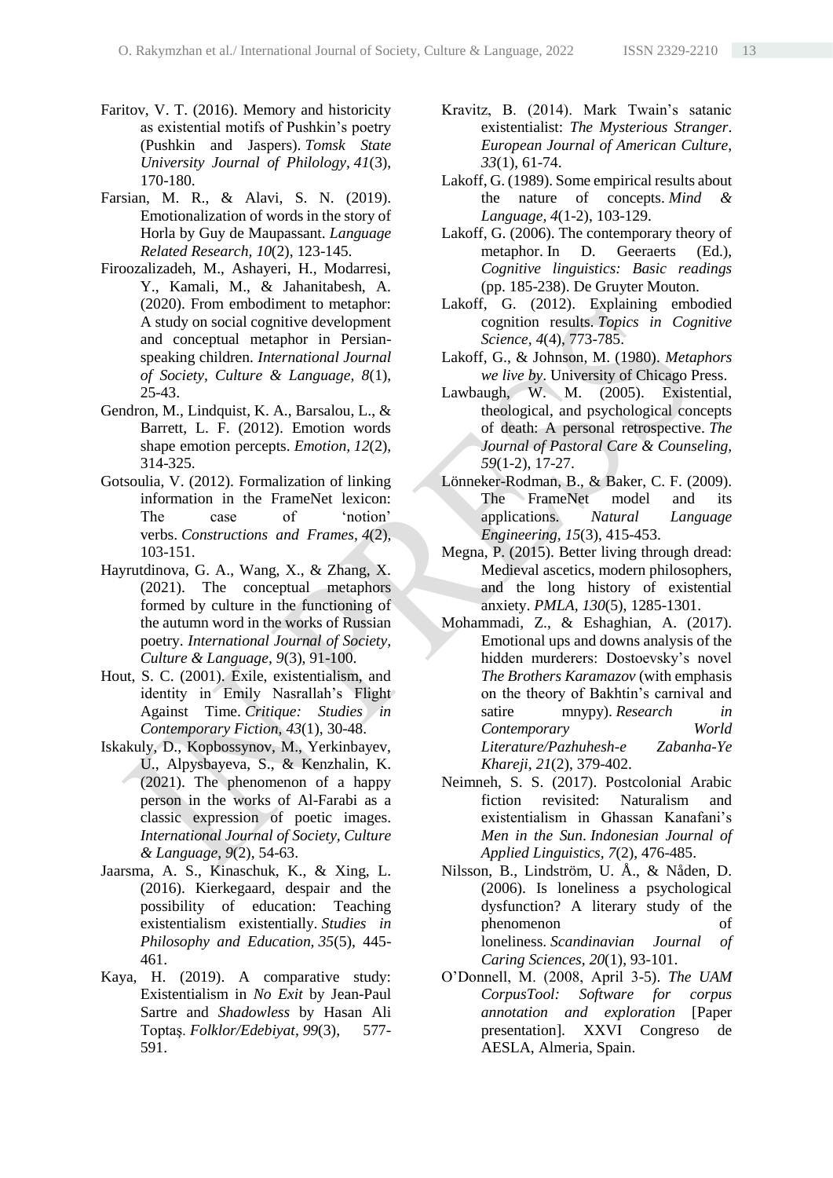Faritov, V. T. (2016). Memory and historicity as existential motifs of Pushkin's poetry (Pushkin and Jaspers). *Tomsk State University Journal of Philology, 41*(3), 170-180.

Farsian, M. R., & Alavi, S. N. (2019). Emotionalization of words in the story of Horla by Guy de Maupassant. *Language Related Research, 10*(2), 123-145.

Firoozalizadeh, M., Ashayeri, H., Modarresi, Y., Kamali, M., & Jahanitabesh, A. (2020). From embodiment to metaphor: A study on social cognitive development and conceptual metaphor in Persian-speaking children. *International Journal of Society, Culture & Language, 8*(1), 25-43.

Gendron, M., Lindquist, K. A., Barsalou, L., & Barrett, L. F. (2012). Emotion words shape emotion percepts. *Emotion, 12*(2), 314-325.

Gotsoulia, V. (2012). Formalization of linking information in the FrameNet lexicon: The case of 'notion' verbs. *Constructions and Frames, 4*(2), 103-151.

Hayrutdinova, G. A., Wang, X., & Zhang, X. (2021). The conceptual metaphors formed by culture in the functioning of the autumn word in the works of Russian poetry. *International Journal of Society, Culture & Language, 9*(3), 91-100.

Hout, S. C. (2001). Exile, existentialism, and identity in Emily Nasrallah's Flight Against Time. *Critique: Studies in Contemporary Fiction, 43*(1), 30-48.

Iskakuly, D., Kopbossynov, M., Yerkinbayev, U., Alpysbayeva, S., & Kenzhalin, K. (2021). The phenomenon of a happy person in the works of Al-Farabi as a classic expression of poetic images. *International Journal of Society, Culture & Language, 9*(2), 54-63.

Jaarsma, A. S., Kinaschuk, K., & Xing, L. (2016). Kierkegaard, despair and the possibility of education: Teaching existentialism existentially. *Studies in Philosophy and Education, 35*(5), 445-461.

Kaya, H. (2019). A comparative study: Existentialism in *No Exit* by Jean-Paul Sartre and *Shadowless* by Hasan Ali Toptaş. *Folklor/Edebiyat, 99*(3), 577-591.

Kravitz, B. (2014). Mark Twain's satanic existentialist: *The Mysterious Stranger*. *European Journal of American Culture, 33*(1), 61-74.

Lakoff, G. (1989). Some empirical results about the nature of concepts. *Mind & Language, 4*(1-2), 103-129.

Lakoff, G. (2006). The contemporary theory of metaphor. In D. Geeraerts (Ed.), *Cognitive linguistics: Basic readings* (pp. 185-238). De Gruyter Mouton.

Lakoff, G. (2012). Explaining embodied cognition results. *Topics in Cognitive Science, 4*(4), 773-785.

Lakoff, G., & Johnson, M. (1980). *Metaphors we live by*. University of Chicago Press.

Lawbaugh, W. M. (2005). Existential, theological, and psychological concepts of death: A personal retrospective. *The Journal of Pastoral Care & Counseling, 59*(1-2), 17-27.

Lönneker-Rodman, B., & Baker, C. F. (2009). The FrameNet model and its applications. *Natural Language Engineering, 15*(3), 415-453.

Megna, P. (2015). Better living through dread: Medieval ascetics, modern philosophers, and the long history of existential anxiety. *PMLA, 130*(5), 1285-1301.

Mohammadi, Z., & Eshaghian, A. (2017). Emotional ups and downs analysis of the hidden murderers: Dostoevsky's novel *The Brothers Karamazov* (with emphasis on the theory of Bakhtin's carnival and satire mnypy). *Research in Contemporary World Literature/Pazhuhesh-e Zabanha-Ye Khareji, 21*(2), 379-402.

Neimneh, S. S. (2017). Postcolonial Arabic fiction revisited: Naturalism and existentialism in Ghassan Kanafani's *Men in the Sun*. *Indonesian Journal of Applied Linguistics, 7*(2), 476-485.

Nilsson, B., Lindström, U. Å., & Nåden, D. (2006). Is loneliness a psychological dysfunction? A literary study of the phenomenon of loneliness. *Scandinavian Journal of Caring Sciences, 20*(1), 93-101.

O'Donnell, M. (2008, April 3-5). *The UAM CorpusTool: Software for corpus annotation and exploration* [Paper presentation]. XXVI Congreso de AESLA, Almeria, Spain.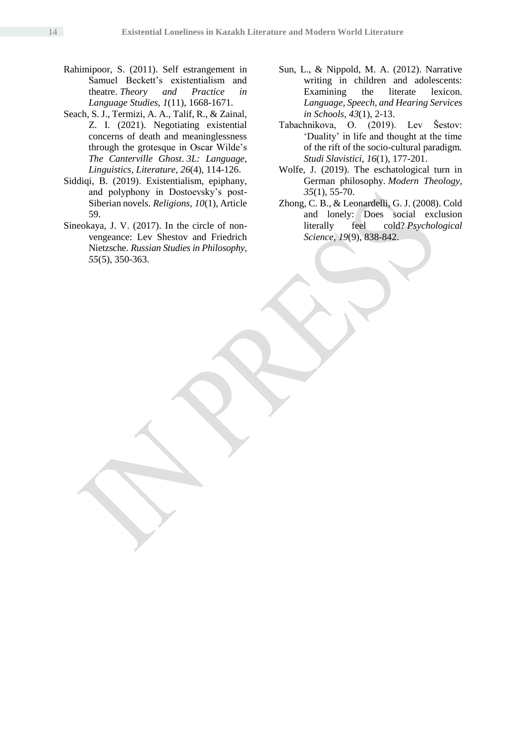Rahimipoor, S. (2011). Self estrangement in Samuel Beckett's existentialism and theatre. *Theory and Practice in Language Studies, 1*(11), 1668-1671.

Seach, S. J., Termizi, A. A., Talif, R., & Zainal, Z. I. (2021). Negotiating existential concerns of death and meaninglessness through the grotesque in Oscar Wilde's *The Canterville Ghost*. *3L: Language, Linguistics, Literature, 26*(4), 114-126.

Siddiqi, B. (2019). Existentialism, epiphany, and polyphony in Dostoevsky's post-Siberian novels. *Religions, 10*(1), Article 59.

Sineokaya, J. V. (2017). In the circle of non-vengeance: Lev Shestov and Friedrich Nietzsche. *Russian Studies in Philosophy, 55*(5), 350-363.

Sun, L., & Nippold, M. A. (2012). Narrative writing in children and adolescents: Examining the literate lexicon. *Language, Speech, and Hearing Services in Schools, 43*(1), 2-13.

Tabachnikova, O. (2019). Lev Šestov: 'Duality' in life and thought at the time of the rift of the socio-cultural paradigm. *Studi Slavistici, 16*(1), 177-201.

Wolfe, J. (2019). The eschatological turn in German philosophy. *Modern Theology, 35*(1), 55-70.

Zhong, C. B., & Leonardelli, G. J. (2008). Cold and lonely: Does social exclusion literally feel cold? *Psychological Science, 19*(9), 838-842.